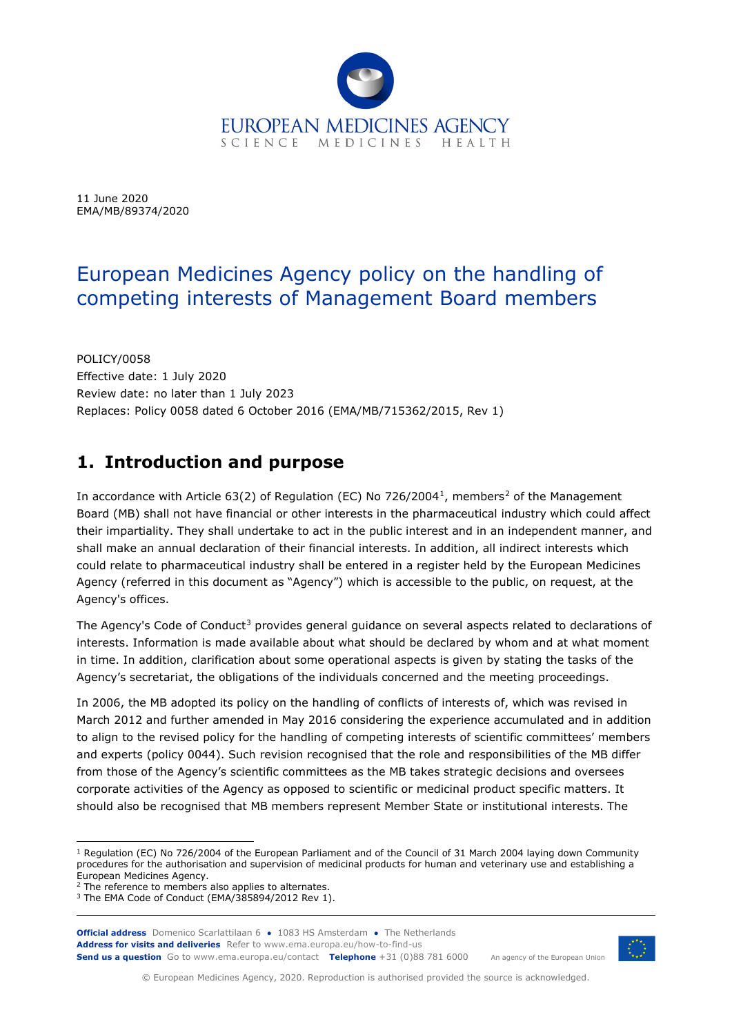11 June 2020
EMA/MB/89374/2020

# European Medicines Agency policy on the handling of competing interests of Management Board members

POLICY/0058
Effective date: 1 July 2020
Review date: no later than 1 July 2023
Replaces: Policy 0058 dated 6 October 2016 (EMA/MB/715362/2015, Rev 1)

## 1. Introduction and purpose

In accordance with Article 63(2) of Regulation (EC) No 726/2004[1], members[2] of the Management Board (MB) shall not have financial or other interests in the pharmaceutical industry which could affect their impartiality. They shall undertake to act in the public interest and in an independent manner, and shall make an annual declaration of their financial interests. In addition, all indirect interests which could relate to pharmaceutical industry shall be entered in a register held by the European Medicines Agency (referred in this document as "Agency") which is accessible to the public, on request, at the Agency's offices.

The Agency's Code of Conduct[3] provides general guidance on several aspects related to declarations of interests. Information is made available about what should be declared by whom and at what moment in time. In addition, clarification about some operational aspects is given by stating the tasks of the Agency's secretariat, the obligations of the individuals concerned and the meeting proceedings.

In 2006, the MB adopted its policy on the handling of conflicts of interests of, which was revised in March 2012 and further amended in May 2016 considering the experience accumulated and in addition to align to the revised policy for the handling of competing interests of scientific committees' members and experts (policy 0044). Such revision recognised that the role and responsibilities of the MB differ from those of the Agency's scientific committees as the MB takes strategic decisions and oversees corporate activities of the Agency as opposed to scientific or medicinal product specific matters. It should also be recognised that MB members represent Member State or institutional interests. The

---

[1] Regulation (EC) No 726/2004 of the European Parliament and of the Council of 31 March 2004 laying down Community procedures for the authorisation and supervision of medicinal products for human and veterinary use and establishing a European Medicines Agency.

[2] The reference to members also applies to alternates.

[3] The EMA Code of Conduct (EMA/385894/2012 Rev 1).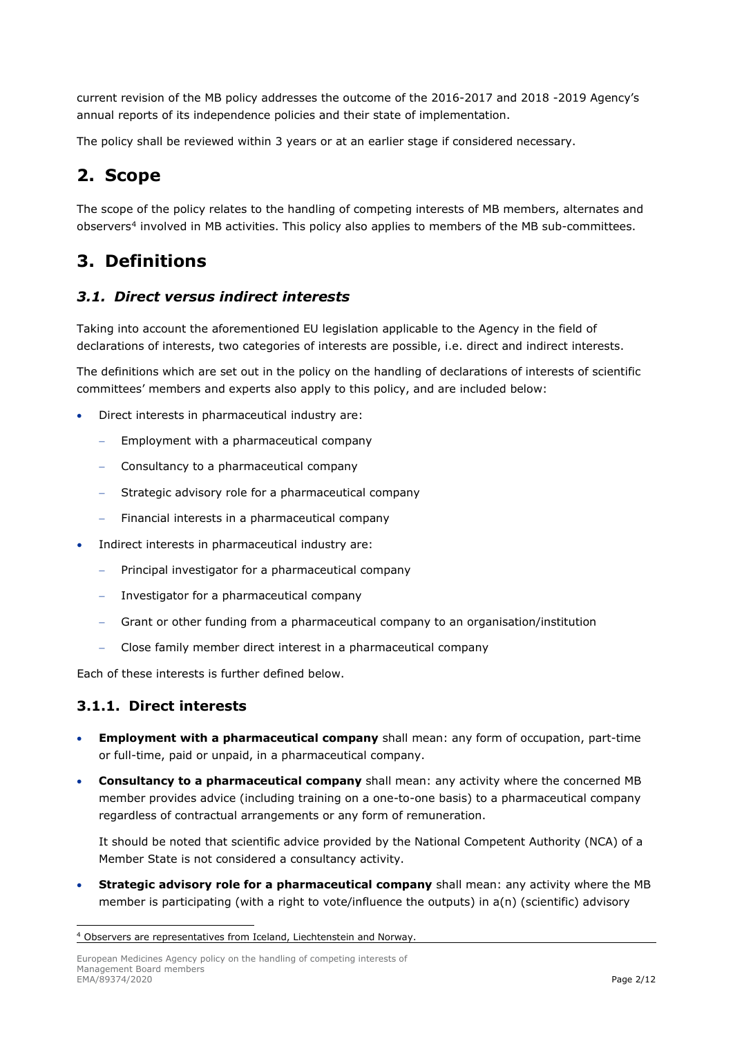current revision of the MB policy addresses the outcome of the 2016-2017 and 2018 -2019 Agency's annual reports of its independence policies and their state of implementation.

The policy shall be reviewed within 3 years or at an earlier stage if considered necessary.

# 2. Scope

The scope of the policy relates to the handling of competing interests of MB members, alternates and observers[4] involved in MB activities. This policy also applies to members of the MB sub-committees.

# 3. Definitions

## *3.1. Direct versus indirect interests*

Taking into account the aforementioned EU legislation applicable to the Agency in the field of declarations of interests, two categories of interests are possible, i.e. direct and indirect interests.

The definitions which are set out in the policy on the handling of declarations of interests of scientific committees' members and experts also apply to this policy, and are included below:

- Direct interests in pharmaceutical industry are:
  - Employment with a pharmaceutical company
  - Consultancy to a pharmaceutical company
  - Strategic advisory role for a pharmaceutical company
  - Financial interests in a pharmaceutical company
- Indirect interests in pharmaceutical industry are:
  - Principal investigator for a pharmaceutical company
  - Investigator for a pharmaceutical company
  - Grant or other funding from a pharmaceutical company to an organisation/institution
  - Close family member direct interest in a pharmaceutical company

Each of these interests is further defined below.

### 3.1.1. Direct interests

- **Employment with a pharmaceutical company** shall mean: any form of occupation, part-time or full-time, paid or unpaid, in a pharmaceutical company.
- **Consultancy to a pharmaceutical company** shall mean: any activity where the concerned MB member provides advice (including training on a one-to-one basis) to a pharmaceutical company regardless of contractual arrangements or any form of remuneration.

  It should be noted that scientific advice provided by the National Competent Authority (NCA) of a Member State is not considered a consultancy activity.

- **Strategic advisory role for a pharmaceutical company** shall mean: any activity where the MB member is participating (with a right to vote/influence the outputs) in a(n) (scientific) advisory

[4] Observers are representatives from Iceland, Liechtenstein and Norway.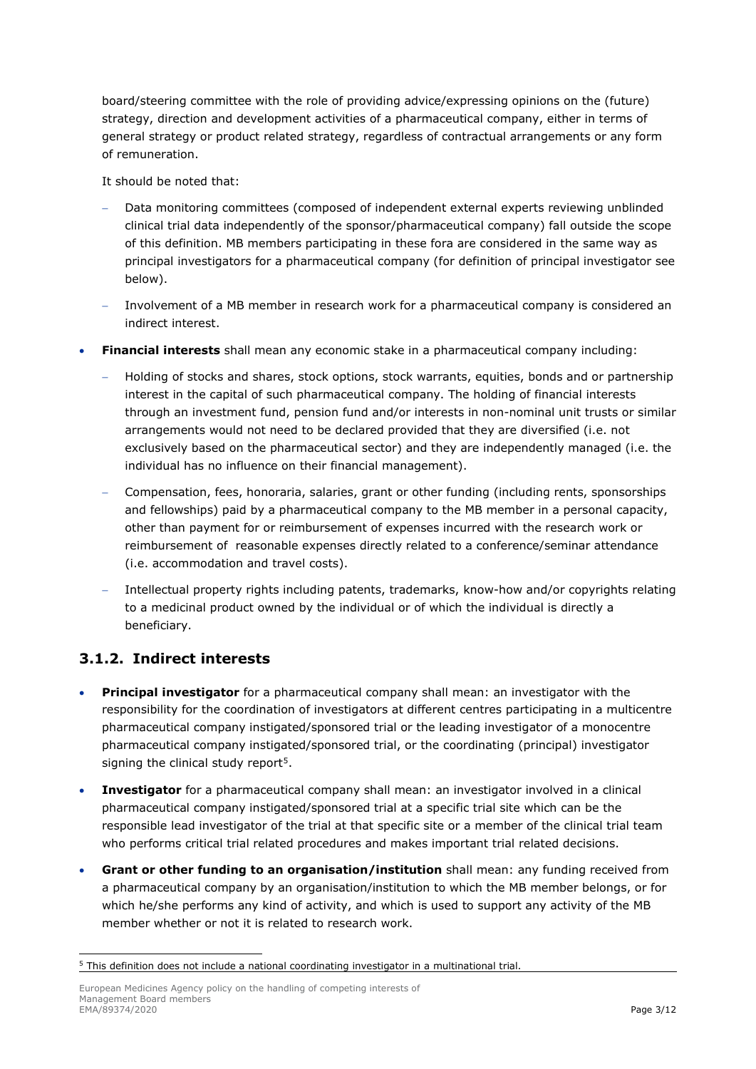board/steering committee with the role of providing advice/expressing opinions on the (future) strategy, direction and development activities of a pharmaceutical company, either in terms of general strategy or product related strategy, regardless of contractual arrangements or any form of remuneration.

It should be noted that:

- Data monitoring committees (composed of independent external experts reviewing unblinded clinical trial data independently of the sponsor/pharmaceutical company) fall outside the scope of this definition. MB members participating in these fora are considered in the same way as principal investigators for a pharmaceutical company (for definition of principal investigator see below).
- Involvement of a MB member in research work for a pharmaceutical company is considered an indirect interest.

- **Financial interests** shall mean any economic stake in a pharmaceutical company including:
  - Holding of stocks and shares, stock options, stock warrants, equities, bonds and or partnership interest in the capital of such pharmaceutical company. The holding of financial interests through an investment fund, pension fund and/or interests in non-nominal unit trusts or similar arrangements would not need to be declared provided that they are diversified (i.e. not exclusively based on the pharmaceutical sector) and they are independently managed (i.e. the individual has no influence on their financial management).
  - Compensation, fees, honoraria, salaries, grant or other funding (including rents, sponsorships and fellowships) paid by a pharmaceutical company to the MB member in a personal capacity, other than payment for or reimbursement of expenses incurred with the research work or reimbursement of reasonable expenses directly related to a conference/seminar attendance (i.e. accommodation and travel costs).
  - Intellectual property rights including patents, trademarks, know-how and/or copyrights relating to a medicinal product owned by the individual or of which the individual is directly a beneficiary.

### 3.1.2. Indirect interests

- **Principal investigator** for a pharmaceutical company shall mean: an investigator with the responsibility for the coordination of investigators at different centres participating in a multicentre pharmaceutical company instigated/sponsored trial or the leading investigator of a monocentre pharmaceutical company instigated/sponsored trial, or the coordinating (principal) investigator signing the clinical study report[5].
- **Investigator** for a pharmaceutical company shall mean: an investigator involved in a clinical pharmaceutical company instigated/sponsored trial at a specific trial site which can be the responsible lead investigator of the trial at that specific site or a member of the clinical trial team who performs critical trial related procedures and makes important trial related decisions.
- **Grant or other funding to an organisation/institution** shall mean: any funding received from a pharmaceutical company by an organisation/institution to which the MB member belongs, or for which he/she performs any kind of activity, and which is used to support any activity of the MB member whether or not it is related to research work.

[5] This definition does not include a national coordinating investigator in a multinational trial.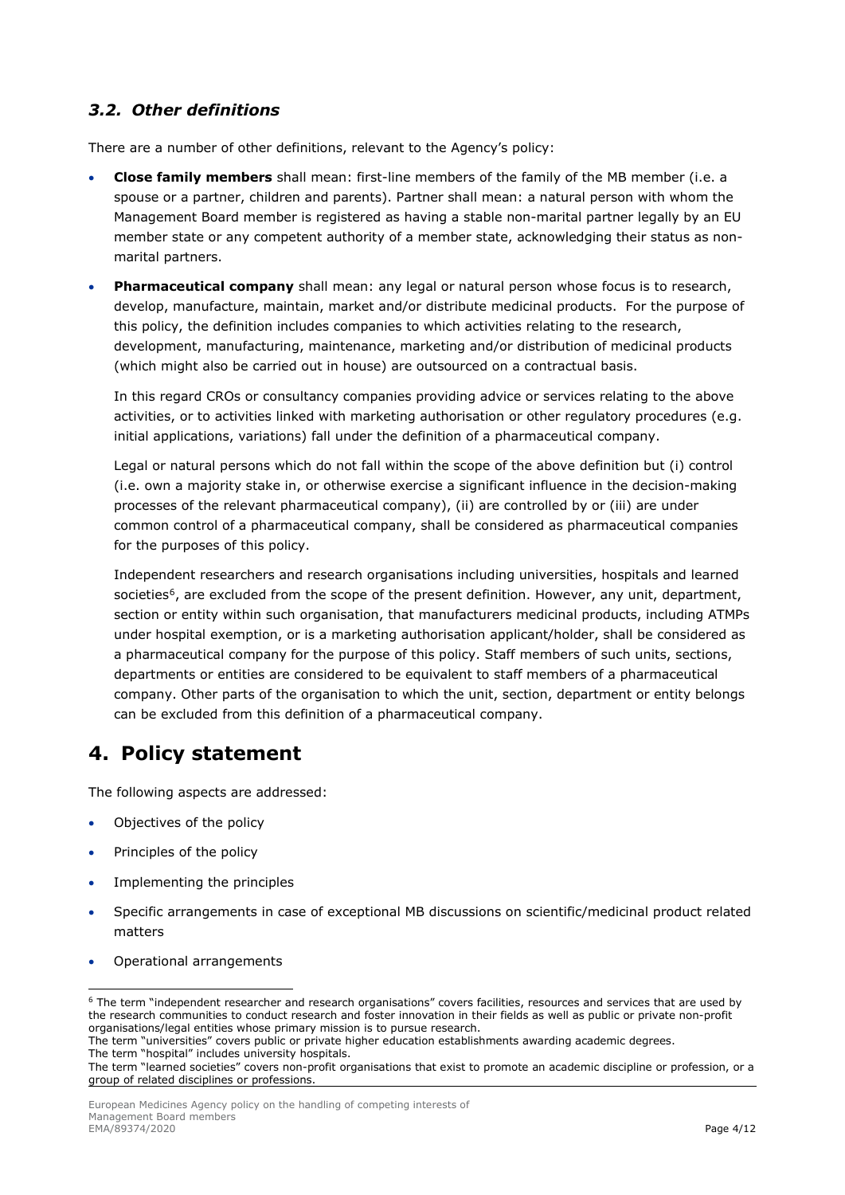### *3.2. Other definitions*

There are a number of other definitions, relevant to the Agency's policy:

- **Close family members** shall mean: first-line members of the family of the MB member (i.e. a spouse or a partner, children and parents). Partner shall mean: a natural person with whom the Management Board member is registered as having a stable non-marital partner legally by an EU member state or any competent authority of a member state, acknowledging their status as non-marital partners.
- **Pharmaceutical company** shall mean: any legal or natural person whose focus is to research, develop, manufacture, maintain, market and/or distribute medicinal products. For the purpose of this policy, the definition includes companies to which activities relating to the research, development, manufacturing, maintenance, marketing and/or distribution of medicinal products (which might also be carried out in house) are outsourced on a contractual basis.

  In this regard CROs or consultancy companies providing advice or services relating to the above activities, or to activities linked with marketing authorisation or other regulatory procedures (e.g. initial applications, variations) fall under the definition of a pharmaceutical company.

  Legal or natural persons which do not fall within the scope of the above definition but (i) control (i.e. own a majority stake in, or otherwise exercise a significant influence in the decision-making processes of the relevant pharmaceutical company), (ii) are controlled by or (iii) are under common control of a pharmaceutical company, shall be considered as pharmaceutical companies for the purposes of this policy.

  Independent researchers and research organisations including universities, hospitals and learned societies[6], are excluded from the scope of the present definition. However, any unit, department, section or entity within such organisation, that manufacturers medicinal products, including ATMPs under hospital exemption, or is a marketing authorisation applicant/holder, shall be considered as a pharmaceutical company for the purpose of this policy. Staff members of such units, sections, departments or entities are considered to be equivalent to staff members of a pharmaceutical company. Other parts of the organisation to which the unit, section, department or entity belongs can be excluded from this definition of a pharmaceutical company.

## 4. Policy statement

The following aspects are addressed:

- Objectives of the policy
- Principles of the policy
- Implementing the principles
- Specific arrangements in case of exceptional MB discussions on scientific/medicinal product related matters
- Operational arrangements

[6] The term "independent researcher and research organisations" covers facilities, resources and services that are used by the research communities to conduct research and foster innovation in their fields as well as public or private non-profit organisations/legal entities whose primary mission is to pursue research.
The term "universities" covers public or private higher education establishments awarding academic degrees.
The term "hospital" includes university hospitals.
The term "learned societies" covers non-profit organisations that exist to promote an academic discipline or profession, or a group of related disciplines or professions.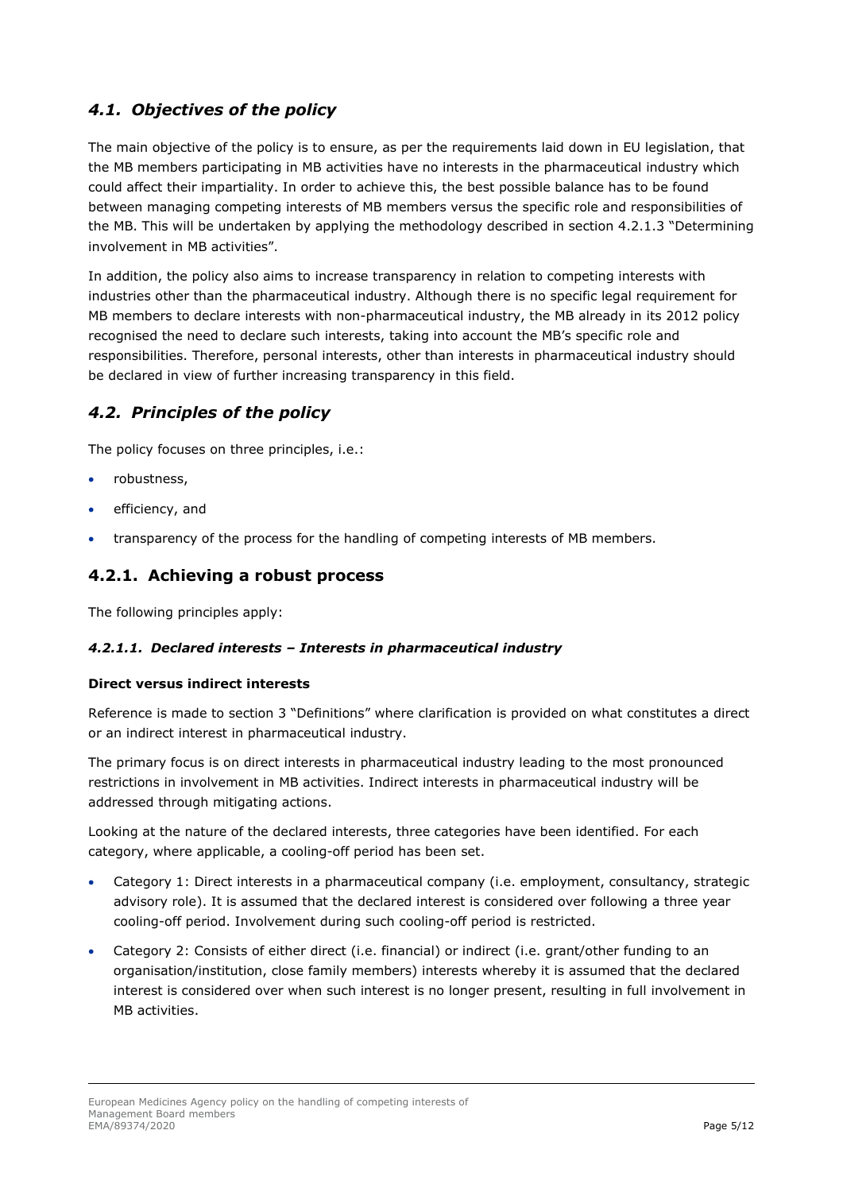## *4.1. Objectives of the policy*

The main objective of the policy is to ensure, as per the requirements laid down in EU legislation, that the MB members participating in MB activities have no interests in the pharmaceutical industry which could affect their impartiality. In order to achieve this, the best possible balance has to be found between managing competing interests of MB members versus the specific role and responsibilities of the MB. This will be undertaken by applying the methodology described in section 4.2.1.3 "Determining involvement in MB activities".

In addition, the policy also aims to increase transparency in relation to competing interests with industries other than the pharmaceutical industry. Although there is no specific legal requirement for MB members to declare interests with non-pharmaceutical industry, the MB already in its 2012 policy recognised the need to declare such interests, taking into account the MB's specific role and responsibilities. Therefore, personal interests, other than interests in pharmaceutical industry should be declared in view of further increasing transparency in this field.

## *4.2. Principles of the policy*

The policy focuses on three principles, i.e.:

- robustness,
- efficiency, and
- transparency of the process for the handling of competing interests of MB members.

### 4.2.1. Achieving a robust process

The following principles apply:

#### *4.2.1.1. Declared interests – Interests in pharmaceutical industry*

**Direct versus indirect interests**

Reference is made to section 3 "Definitions" where clarification is provided on what constitutes a direct or an indirect interest in pharmaceutical industry.

The primary focus is on direct interests in pharmaceutical industry leading to the most pronounced restrictions in involvement in MB activities. Indirect interests in pharmaceutical industry will be addressed through mitigating actions.

Looking at the nature of the declared interests, three categories have been identified. For each category, where applicable, a cooling-off period has been set.

- Category 1: Direct interests in a pharmaceutical company (i.e. employment, consultancy, strategic advisory role). It is assumed that the declared interest is considered over following a three year cooling-off period. Involvement during such cooling-off period is restricted.
- Category 2: Consists of either direct (i.e. financial) or indirect (i.e. grant/other funding to an organisation/institution, close family members) interests whereby it is assumed that the declared interest is considered over when such interest is no longer present, resulting in full involvement in MB activities.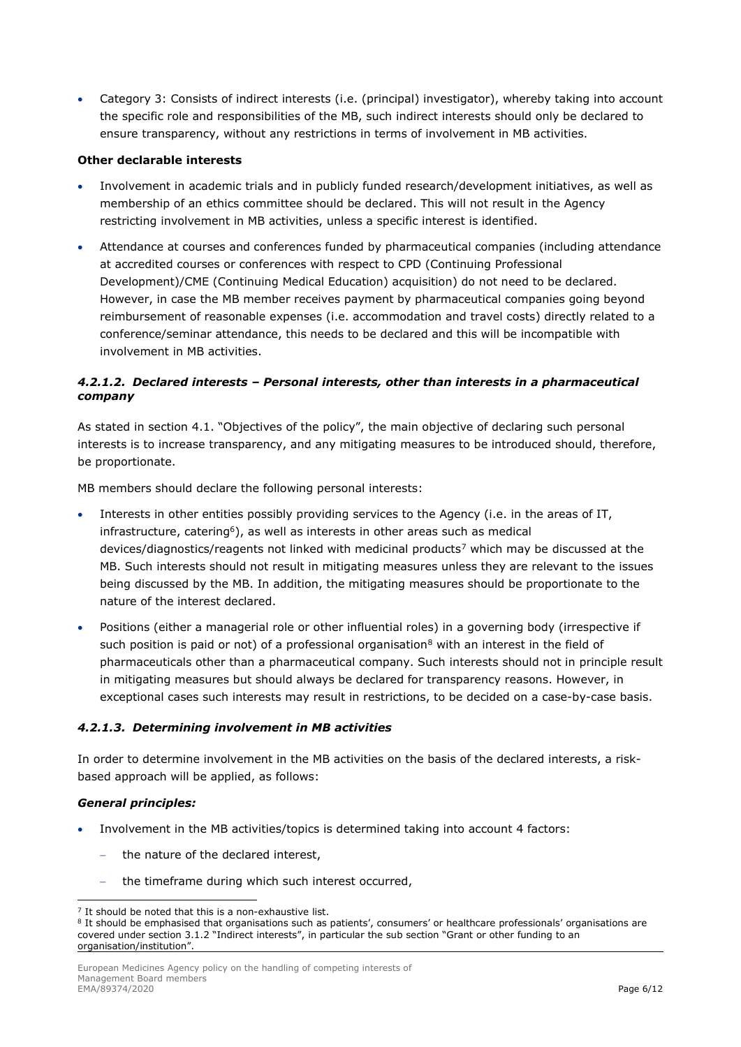- Category 3: Consists of indirect interests (i.e. (principal) investigator), whereby taking into account the specific role and responsibilities of the MB, such indirect interests should only be declared to ensure transparency, without any restrictions in terms of involvement in MB activities.

**Other declarable interests**

- Involvement in academic trials and in publicly funded research/development initiatives, as well as membership of an ethics committee should be declared. This will not result in the Agency restricting involvement in MB activities, unless a specific interest is identified.
- Attendance at courses and conferences funded by pharmaceutical companies (including attendance at accredited courses or conferences with respect to CPD (Continuing Professional Development)/CME (Continuing Medical Education) acquisition) do not need to be declared. However, in case the MB member receives payment by pharmaceutical companies going beyond reimbursement of reasonable expenses (i.e. accommodation and travel costs) directly related to a conference/seminar attendance, this needs to be declared and this will be incompatible with involvement in MB activities.

#### *4.2.1.2. Declared interests – Personal interests, other than interests in a pharmaceutical company*

As stated in section 4.1. "Objectives of the policy", the main objective of declaring such personal interests is to increase transparency, and any mitigating measures to be introduced should, therefore, be proportionate.

MB members should declare the following personal interests:

- Interests in other entities possibly providing services to the Agency (i.e. in the areas of IT, infrastructure, catering[6]), as well as interests in other areas such as medical devices/diagnostics/reagents not linked with medicinal products[7] which may be discussed at the MB. Such interests should not result in mitigating measures unless they are relevant to the issues being discussed by the MB. In addition, the mitigating measures should be proportionate to the nature of the interest declared.
- Positions (either a managerial role or other influential roles) in a governing body (irrespective if such position is paid or not) of a professional organisation[8] with an interest in the field of pharmaceuticals other than a pharmaceutical company. Such interests should not in principle result in mitigating measures but should always be declared for transparency reasons. However, in exceptional cases such interests may result in restrictions, to be decided on a case-by-case basis.

#### *4.2.1.3. Determining involvement in MB activities*

In order to determine involvement in the MB activities on the basis of the declared interests, a risk-based approach will be applied, as follows:

***General principles:***

- Involvement in the MB activities/topics is determined taking into account 4 factors:
  - the nature of the declared interest,
  - the timeframe during which such interest occurred,

---

[7] It should be noted that this is a non-exhaustive list.

[8] It should be emphasised that organisations such as patients', consumers' or healthcare professionals' organisations are covered under section 3.1.2 "Indirect interests", in particular the sub section "Grant or other funding to an organisation/institution".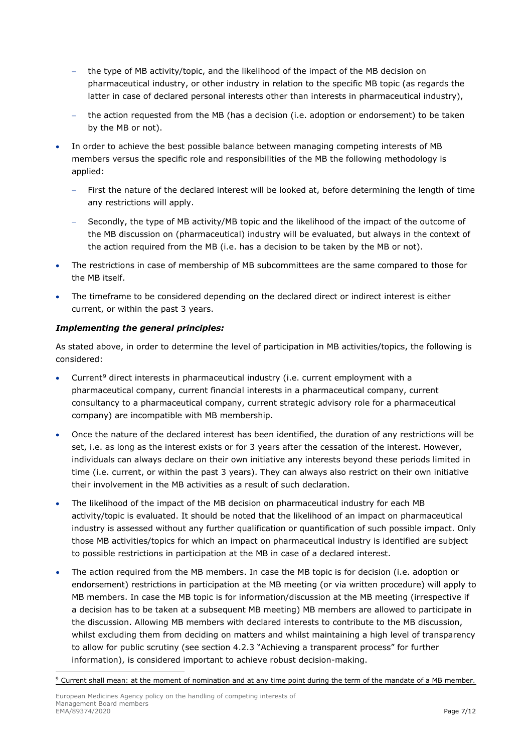- the type of MB activity/topic, and the likelihood of the impact of the MB decision on pharmaceutical industry, or other industry in relation to the specific MB topic (as regards the latter in case of declared personal interests other than interests in pharmaceutical industry),
  - the action requested from the MB (has a decision (i.e. adoption or endorsement) to be taken by the MB or not).
- In order to achieve the best possible balance between managing competing interests of MB members versus the specific role and responsibilities of the MB the following methodology is applied:
  - First the nature of the declared interest will be looked at, before determining the length of time any restrictions will apply.
  - Secondly, the type of MB activity/MB topic and the likelihood of the impact of the outcome of the MB discussion on (pharmaceutical) industry will be evaluated, but always in the context of the action required from the MB (i.e. has a decision to be taken by the MB or not).
- The restrictions in case of membership of MB subcommittees are the same compared to those for the MB itself.
- The timeframe to be considered depending on the declared direct or indirect interest is either current, or within the past 3 years.

***Implementing the general principles:***

As stated above, in order to determine the level of participation in MB activities/topics, the following is considered:

- Current[9] direct interests in pharmaceutical industry (i.e. current employment with a pharmaceutical company, current financial interests in a pharmaceutical company, current consultancy to a pharmaceutical company, current strategic advisory role for a pharmaceutical company) are incompatible with MB membership.
- Once the nature of the declared interest has been identified, the duration of any restrictions will be set, i.e. as long as the interest exists or for 3 years after the cessation of the interest. However, individuals can always declare on their own initiative any interests beyond these periods limited in time (i.e. current, or within the past 3 years). They can always also restrict on their own initiative their involvement in the MB activities as a result of such declaration.
- The likelihood of the impact of the MB decision on pharmaceutical industry for each MB activity/topic is evaluated. It should be noted that the likelihood of an impact on pharmaceutical industry is assessed without any further qualification or quantification of such possible impact. Only those MB activities/topics for which an impact on pharmaceutical industry is identified are subject to possible restrictions in participation at the MB in case of a declared interest.
- The action required from the MB members. In case the MB topic is for decision (i.e. adoption or endorsement) restrictions in participation at the MB meeting (or via written procedure) will apply to MB members. In case the MB topic is for information/discussion at the MB meeting (irrespective if a decision has to be taken at a subsequent MB meeting) MB members are allowed to participate in the discussion. Allowing MB members with declared interests to contribute to the MB discussion, whilst excluding them from deciding on matters and whilst maintaining a high level of transparency to allow for public scrutiny (see section 4.2.3 "Achieving a transparent process" for further information), is considered important to achieve robust decision-making.

[9] Current shall mean: at the moment of nomination and at any time point during the term of the mandate of a MB member.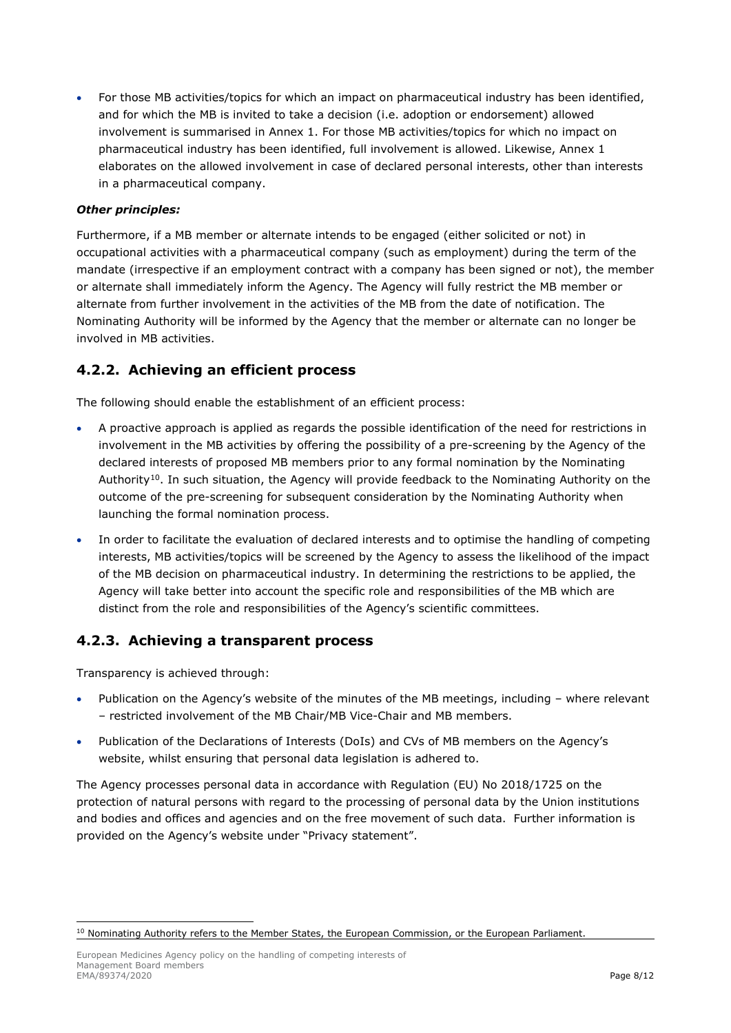- For those MB activities/topics for which an impact on pharmaceutical industry has been identified, and for which the MB is invited to take a decision (i.e. adoption or endorsement) allowed involvement is summarised in Annex 1. For those MB activities/topics for which no impact on pharmaceutical industry has been identified, full involvement is allowed. Likewise, Annex 1 elaborates on the allowed involvement in case of declared personal interests, other than interests in a pharmaceutical company.

***Other principles:***

Furthermore, if a MB member or alternate intends to be engaged (either solicited or not) in occupational activities with a pharmaceutical company (such as employment) during the term of the mandate (irrespective if an employment contract with a company has been signed or not), the member or alternate shall immediately inform the Agency. The Agency will fully restrict the MB member or alternate from further involvement in the activities of the MB from the date of notification. The Nominating Authority will be informed by the Agency that the member or alternate can no longer be involved in MB activities.

### 4.2.2. Achieving an efficient process

The following should enable the establishment of an efficient process:

- A proactive approach is applied as regards the possible identification of the need for restrictions in involvement in the MB activities by offering the possibility of a pre-screening by the Agency of the declared interests of proposed MB members prior to any formal nomination by the Nominating Authority[10]. In such situation, the Agency will provide feedback to the Nominating Authority on the outcome of the pre-screening for subsequent consideration by the Nominating Authority when launching the formal nomination process.
- In order to facilitate the evaluation of declared interests and to optimise the handling of competing interests, MB activities/topics will be screened by the Agency to assess the likelihood of the impact of the MB decision on pharmaceutical industry. In determining the restrictions to be applied, the Agency will take better into account the specific role and responsibilities of the MB which are distinct from the role and responsibilities of the Agency's scientific committees.

### 4.2.3. Achieving a transparent process

Transparency is achieved through:

- Publication on the Agency's website of the minutes of the MB meetings, including – where relevant – restricted involvement of the MB Chair/MB Vice-Chair and MB members.
- Publication of the Declarations of Interests (DoIs) and CVs of MB members on the Agency's website, whilst ensuring that personal data legislation is adhered to.

The Agency processes personal data in accordance with Regulation (EU) No 2018/1725 on the protection of natural persons with regard to the processing of personal data by the Union institutions and bodies and offices and agencies and on the free movement of such data. Further information is provided on the Agency's website under "Privacy statement".

[10] Nominating Authority refers to the Member States, the European Commission, or the European Parliament.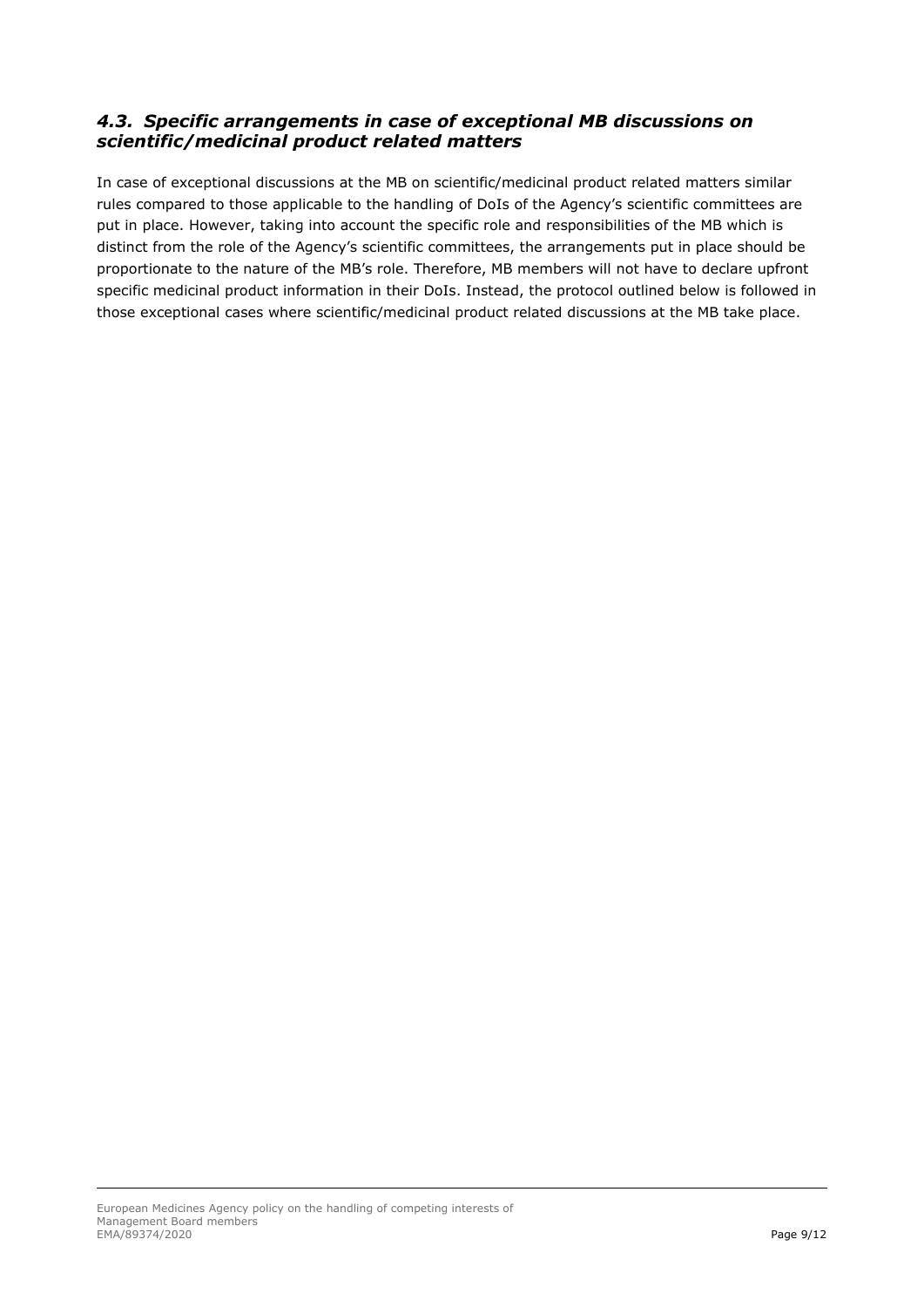### *4.3. Specific arrangements in case of exceptional MB discussions on scientific/medicinal product related matters*

In case of exceptional discussions at the MB on scientific/medicinal product related matters similar rules compared to those applicable to the handling of DoIs of the Agency's scientific committees are put in place. However, taking into account the specific role and responsibilities of the MB which is distinct from the role of the Agency's scientific committees, the arrangements put in place should be proportionate to the nature of the MB's role. Therefore, MB members will not have to declare upfront specific medicinal product information in their DoIs. Instead, the protocol outlined below is followed in those exceptional cases where scientific/medicinal product related discussions at the MB take place.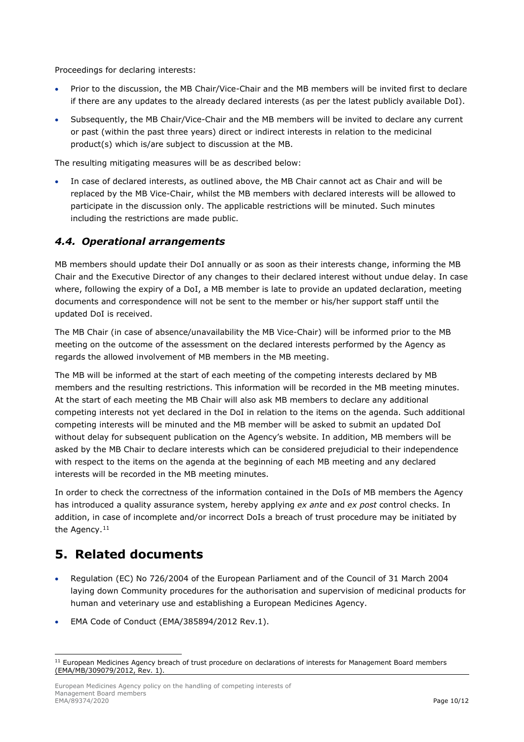Proceedings for declaring interests:

- Prior to the discussion, the MB Chair/Vice-Chair and the MB members will be invited first to declare if there are any updates to the already declared interests (as per the latest publicly available DoI).
- Subsequently, the MB Chair/Vice-Chair and the MB members will be invited to declare any current or past (within the past three years) direct or indirect interests in relation to the medicinal product(s) which is/are subject to discussion at the MB.

The resulting mitigating measures will be as described below:

- In case of declared interests, as outlined above, the MB Chair cannot act as Chair and will be replaced by the MB Vice-Chair, whilst the MB members with declared interests will be allowed to participate in the discussion only. The applicable restrictions will be minuted. Such minutes including the restrictions are made public.

### *4.4. Operational arrangements*

MB members should update their DoI annually or as soon as their interests change, informing the MB Chair and the Executive Director of any changes to their declared interest without undue delay. In case where, following the expiry of a DoI, a MB member is late to provide an updated declaration, meeting documents and correspondence will not be sent to the member or his/her support staff until the updated DoI is received.

The MB Chair (in case of absence/unavailability the MB Vice-Chair) will be informed prior to the MB meeting on the outcome of the assessment on the declared interests performed by the Agency as regards the allowed involvement of MB members in the MB meeting.

The MB will be informed at the start of each meeting of the competing interests declared by MB members and the resulting restrictions. This information will be recorded in the MB meeting minutes. At the start of each meeting the MB Chair will also ask MB members to declare any additional competing interests not yet declared in the DoI in relation to the items on the agenda. Such additional competing interests will be minuted and the MB member will be asked to submit an updated DoI without delay for subsequent publication on the Agency's website. In addition, MB members will be asked by the MB Chair to declare interests which can be considered prejudicial to their independence with respect to the items on the agenda at the beginning of each MB meeting and any declared interests will be recorded in the MB meeting minutes.

In order to check the correctness of the information contained in the DoIs of MB members the Agency has introduced a quality assurance system, hereby applying *ex ante* and *ex post* control checks. In addition, in case of incomplete and/or incorrect DoIs a breach of trust procedure may be initiated by the Agency.[11]

## 5. Related documents

- Regulation (EC) No 726/2004 of the European Parliament and of the Council of 31 March 2004 laying down Community procedures for the authorisation and supervision of medicinal products for human and veterinary use and establishing a European Medicines Agency.
- EMA Code of Conduct (EMA/385894/2012 Rev.1).

[11] European Medicines Agency breach of trust procedure on declarations of interests for Management Board members (EMA/MB/309079/2012, Rev. 1).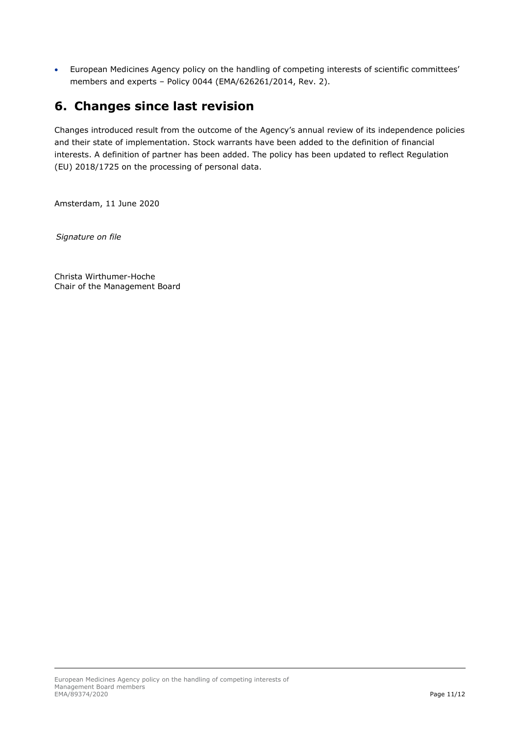- European Medicines Agency policy on the handling of competing interests of scientific committees' members and experts – Policy 0044 (EMA/626261/2014, Rev. 2).

## 6. Changes since last revision

Changes introduced result from the outcome of the Agency's annual review of its independence policies and their state of implementation. Stock warrants have been added to the definition of financial interests. A definition of partner has been added. The policy has been updated to reflect Regulation (EU) 2018/1725 on the processing of personal data.

Amsterdam, 11 June 2020

*Signature on file*

Christa Wirthumer-Hoche
Chair of the Management Board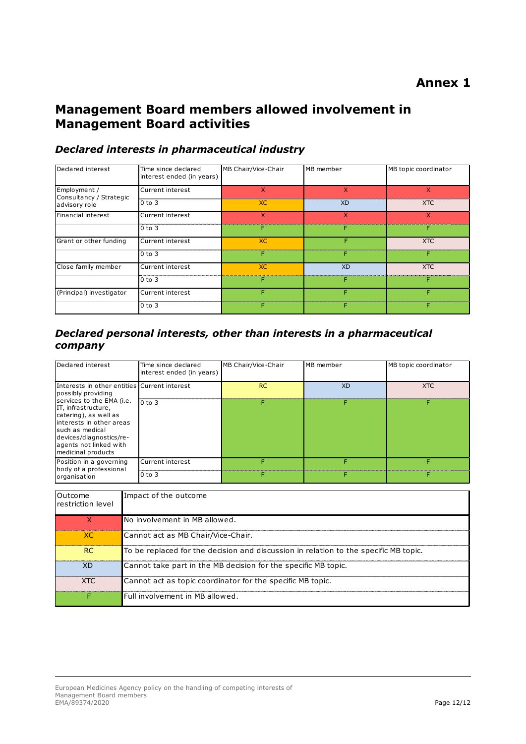# Annex 1

## Management Board members allowed involvement in Management Board activities

### *Declared interests in pharmaceutical industry*

| Declared interest | Time since declared interest ended (in years) | MB Chair/Vice-Chair | MB member | MB topic coordinator |
|---|---|---|---|---|
| Employment / Consultancy / Strategic advisory role | Current interest | X | X | X |
| | 0 to 3 | XC | XD | XTC |
| Financial interest | Current interest | X | X | X |
| | 0 to 3 | F | F | F |
| Grant or other funding | Current interest | XC | F | XTC |
| | 0 to 3 | F | F | F |
| Close family member | Current interest | XC | XD | XTC |
| | 0 to 3 | F | F | F |
| (Principal) investigator | Current interest | F | F | F |
| | 0 to 3 | F | F | F |

### *Declared personal interests, other than interests in a pharmaceutical company*

| Declared interest | Time since declared interest ended (in years) | MB Chair/Vice-Chair | MB member | MB topic coordinator |
|---|---|---|---|---|
| Interests in other entities possibly providing services to the EMA (i.e. IT, infrastructure, catering), as well as interests in other areas such as medical devices/diagnostics/re-agents not linked with medicinal products | Current interest | RC | XD | XTC |
| | 0 to 3 | F | F | F |
| Position in a governing body of a professional organisation | Current interest | F | F | F |
| | 0 to 3 | F | F | F |

| Outcome restriction level | Impact of the outcome |
|---|---|
| X | No involvement in MB allowed. |
| XC | Cannot act as MB Chair/Vice-Chair. |
| RC | To be replaced for the decision and discussion in relation to the specific MB topic. |
| XD | Cannot take part in the MB decision for the specific MB topic. |
| XTC | Cannot act as topic coordinator for the specific MB topic. |
| F | Full involvement in MB allowed. |